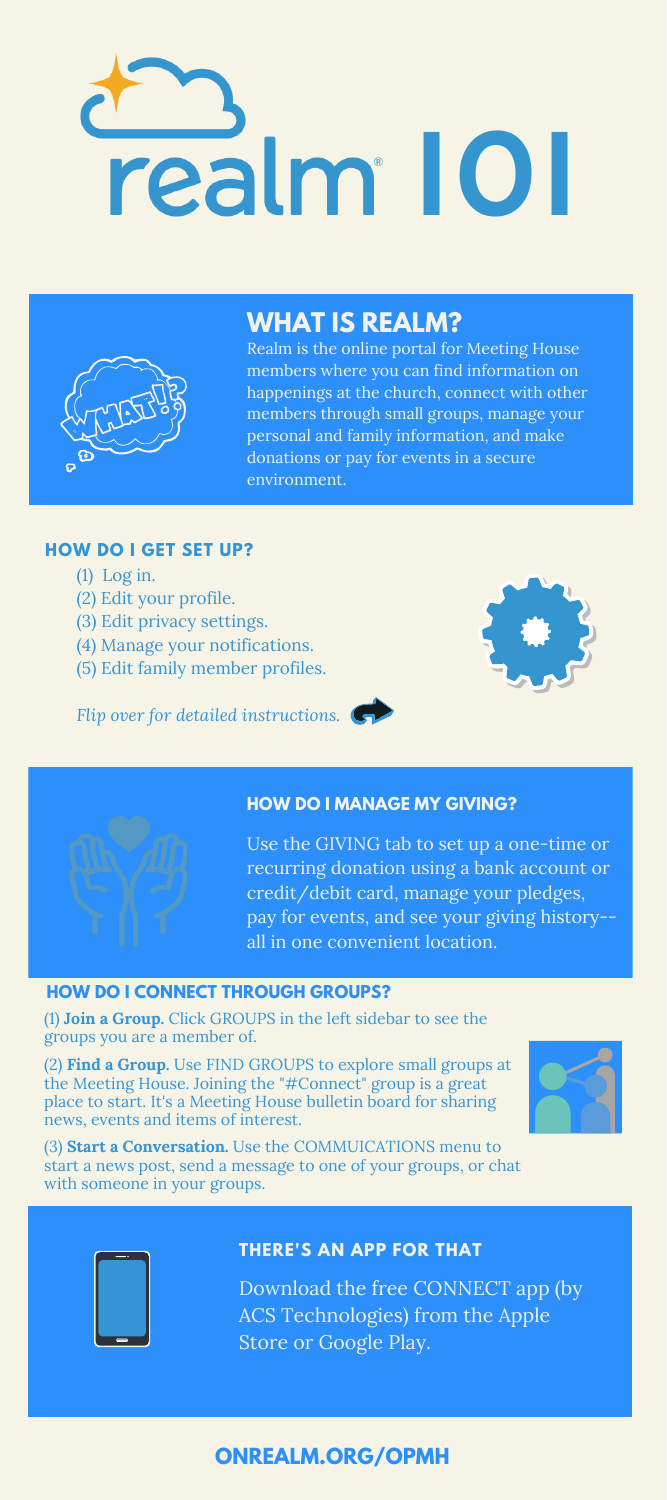# realm® 101

## WHAT IS REALM?

Realm is the online portal for Meeting House members where you can find information on happenings at the church, connect with other members through small groups, manage your personal and family information, and make donations or pay for events in a secure environment.

### HOW DO I GET SET UP?

(1) Log in.
(2) Edit your profile.
(3) Edit privacy settings.
(4) Manage your notifications.
(5) Edit family member profiles.

*Flip over for detailed instructions.*

### HOW DO I MANAGE MY GIVING?

Use the GIVING tab to set up a one-time or recurring donation using a bank account or credit/debit card, manage your pledges, pay for events, and see your giving history--all in one convenient location.

### HOW DO I CONNECT THROUGH GROUPS?

(1) **Join a Group.** Click GROUPS in the left sidebar to see the groups you are a member of.

(2) **Find a Group.** Use FIND GROUPS to explore small groups at the Meeting House. Joining the "#Connect" group is a great place to start. It's a Meeting House bulletin board for sharing news, events and items of interest.

(3) **Start a Conversation.** Use the COMMUICATIONS menu to start a news post, send a message to one of your groups, or chat with someone in your groups.

### THERE'S AN APP FOR THAT

Download the free CONNECT app (by ACS Technologies) from the Apple Store or Google Play.

## ONREALM.ORG/OPMH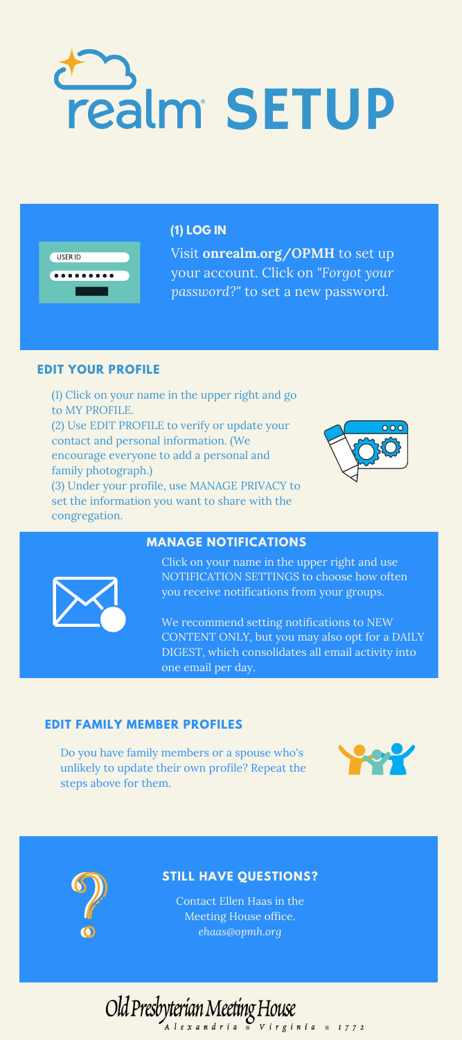# realm SETUP

### (1) LOG IN

Visit **onrealm.org/OPMH** to set up your account. Click on "*Forgot your password?*" to set a new password.

## EDIT YOUR PROFILE

(1) Click on your name in the upper right and go to MY PROFILE.
(2) Use EDIT PROFILE to verify or update your contact and personal information. (We encourage everyone to add a personal and family photograph.)
(3) Under your profile, use MANAGE PRIVACY to set the information you want to share with the congregation.

## MANAGE NOTIFICATIONS

Click on your name in the upper right and use NOTIFICATION SETTINGS to choose how often you receive notifications from your groups.

We recommend setting notifications to NEW CONTENT ONLY, but you may also opt for a DAILY DIGEST, which consolidates all email activity into one email per day.

## EDIT FAMILY MEMBER PROFILES

Do you have family members or a spouse who's unlikely to update their own profile? Repeat the steps above for them.

## STILL HAVE QUESTIONS?

Contact Ellen Haas in the Meeting House office.
*ehaas@opmh.org*

Old Presbyterian Meeting House
Alexandria ▪ Virginia ▪ 1772